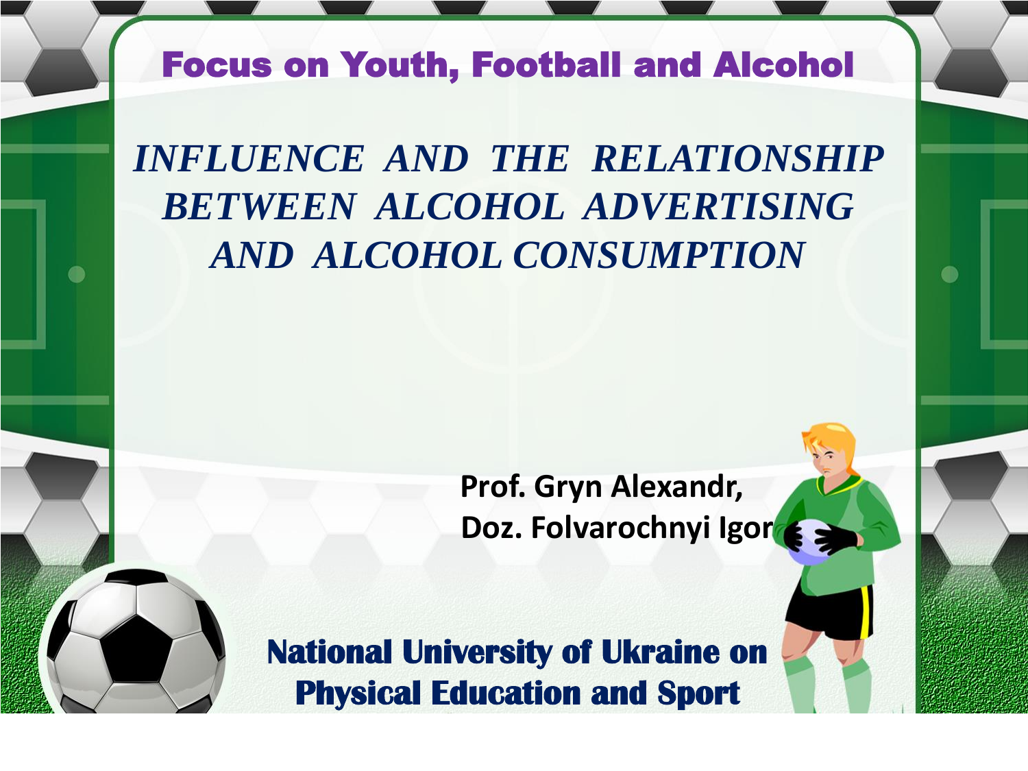**Focus on Youth, Football and Alcohol**

# *INFLUENCE AND THE RELATIONSHIP BETWEEN ALCOHOL ADVERTISING AND ALCOHOL CONSUMPTION*

**Prof. Gryn Alexandr,**
**Doz. Folvarochnyi Igor**

**National University of Ukraine on Physical Education and Sport**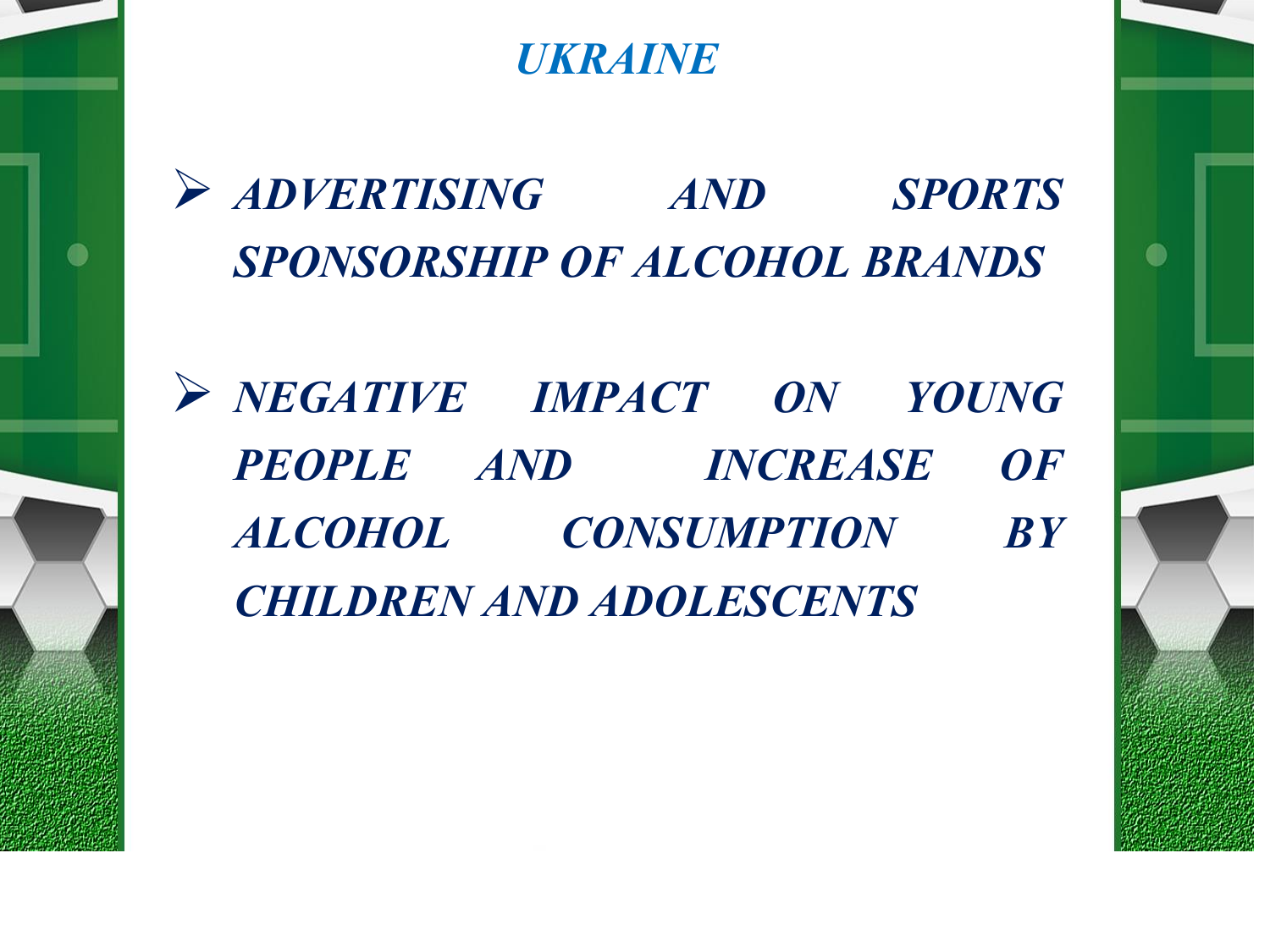## *UKRAINE*

- ***ADVERTISING AND SPORTS SPONSORSHIP OF ALCOHOL BRANDS***
- ***NEGATIVE IMPACT ON YOUNG PEOPLE AND INCREASE OF ALCOHOL CONSUMPTION BY CHILDREN AND ADOLESCENTS***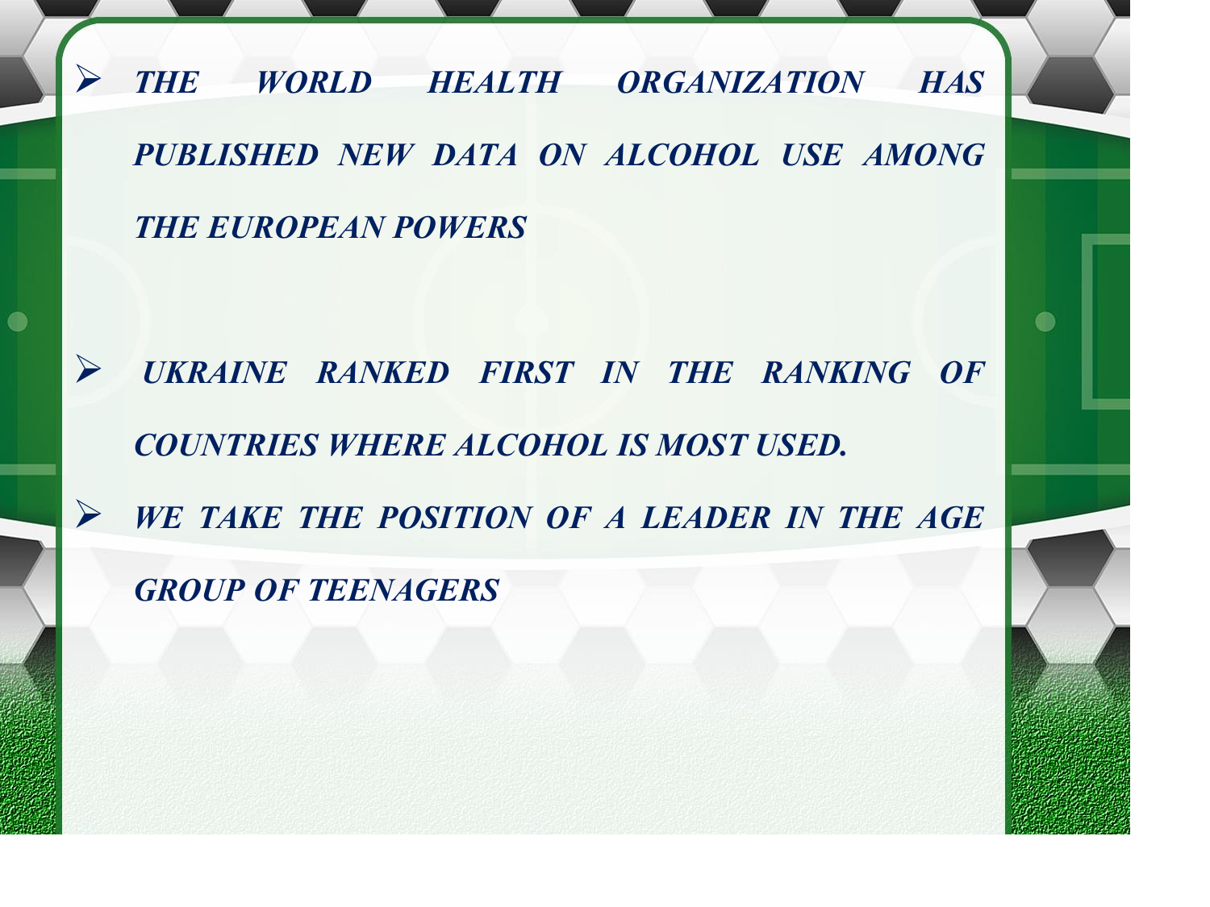- ***THE WORLD HEALTH ORGANIZATION HAS PUBLISHED NEW DATA ON ALCOHOL USE AMONG THE EUROPEAN POWERS***

- ***UKRAINE RANKED FIRST IN THE RANKING OF COUNTRIES WHERE ALCOHOL IS MOST USED.***
- ***WE TAKE THE POSITION OF A LEADER IN THE AGE GROUP OF TEENAGERS***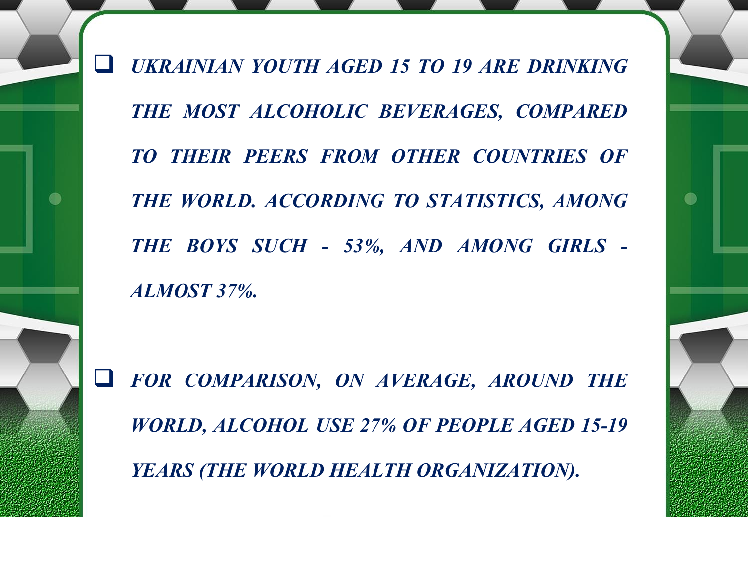- ***UKRAINIAN YOUTH AGED 15 TO 19 ARE DRINKING THE MOST ALCOHOLIC BEVERAGES, COMPARED TO THEIR PEERS FROM OTHER COUNTRIES OF THE WORLD. ACCORDING TO STATISTICS, AMONG THE BOYS SUCH - 53%, AND AMONG GIRLS - ALMOST 37%.***

- ***FOR COMPARISON, ON AVERAGE, AROUND THE WORLD, ALCOHOL USE 27% OF PEOPLE AGED 15-19 YEARS (THE WORLD HEALTH ORGANIZATION).***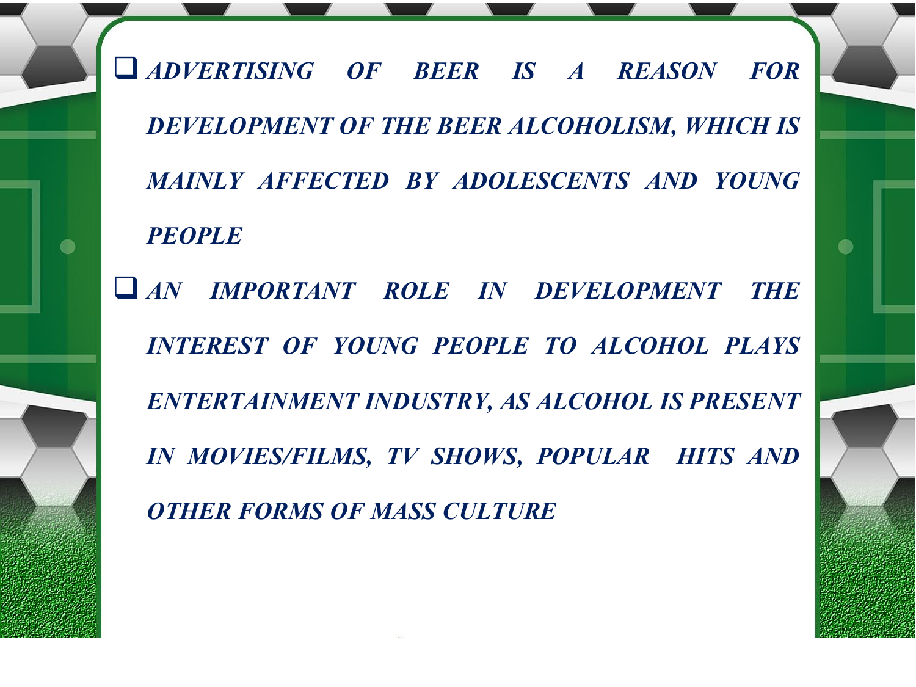- ***ADVERTISING OF BEER IS A REASON FOR DEVELOPMENT OF THE BEER ALCOHOLISM, WHICH IS MAINLY AFFECTED BY ADOLESCENTS AND YOUNG PEOPLE***
- ***AN IMPORTANT ROLE IN DEVELOPMENT THE INTEREST OF YOUNG PEOPLE TO ALCOHOL PLAYS ENTERTAINMENT INDUSTRY, AS ALCOHOL IS PRESENT IN MOVIES/FILMS, TV SHOWS, POPULAR HITS AND OTHER FORMS OF MASS CULTURE***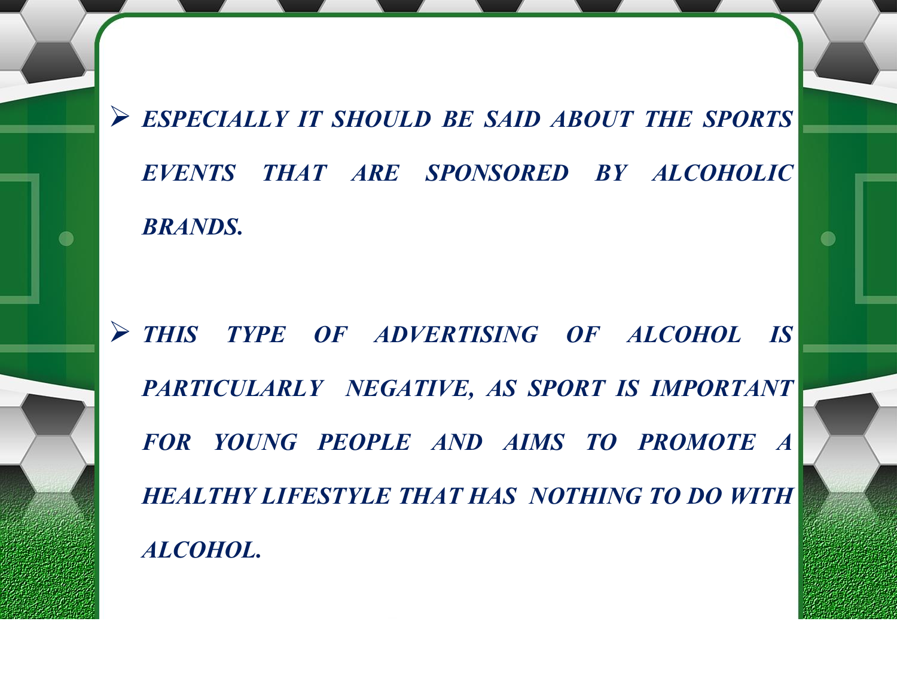- ***ESPECIALLY IT SHOULD BE SAID ABOUT THE SPORTS EVENTS THAT ARE SPONSORED BY ALCOHOLIC BRANDS.***

- ***THIS TYPE OF ADVERTISING OF ALCOHOL IS PARTICULARLY NEGATIVE, AS SPORT IS IMPORTANT FOR YOUNG PEOPLE AND AIMS TO PROMOTE A HEALTHY LIFESTYLE THAT HAS NOTHING TO DO WITH ALCOHOL.***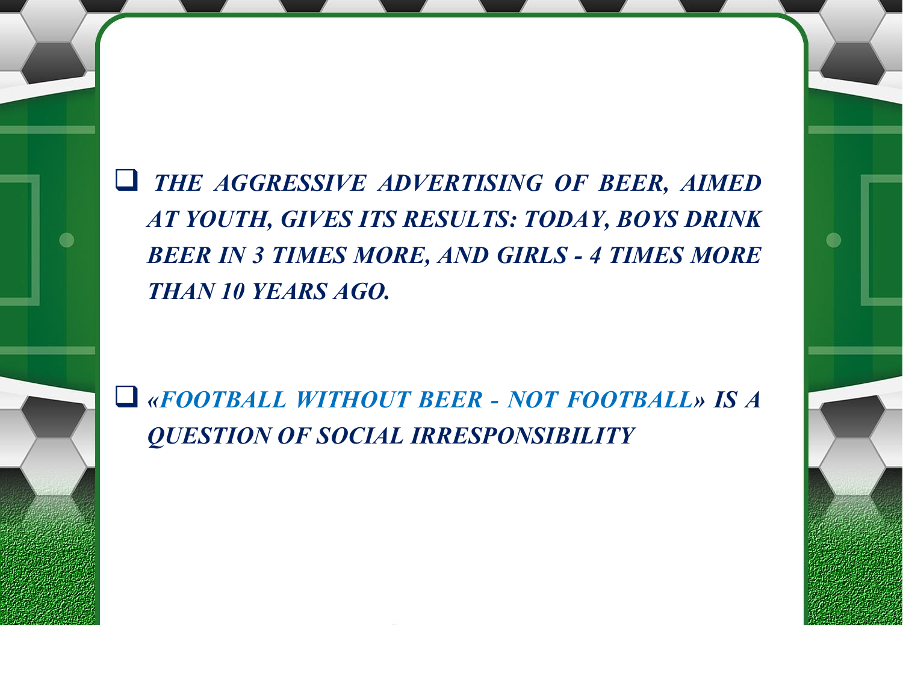- ***THE AGGRESSIVE ADVERTISING OF BEER, AIMED AT YOUTH, GIVES ITS RESULTS: TODAY, BOYS DRINK BEER IN 3 TIMES MORE, AND GIRLS - 4 TIMES MORE THAN 10 YEARS AGO.***

- ***«FOOTBALL WITHOUT BEER - NOT FOOTBALL» IS A QUESTION OF SOCIAL IRRESPONSIBILITY***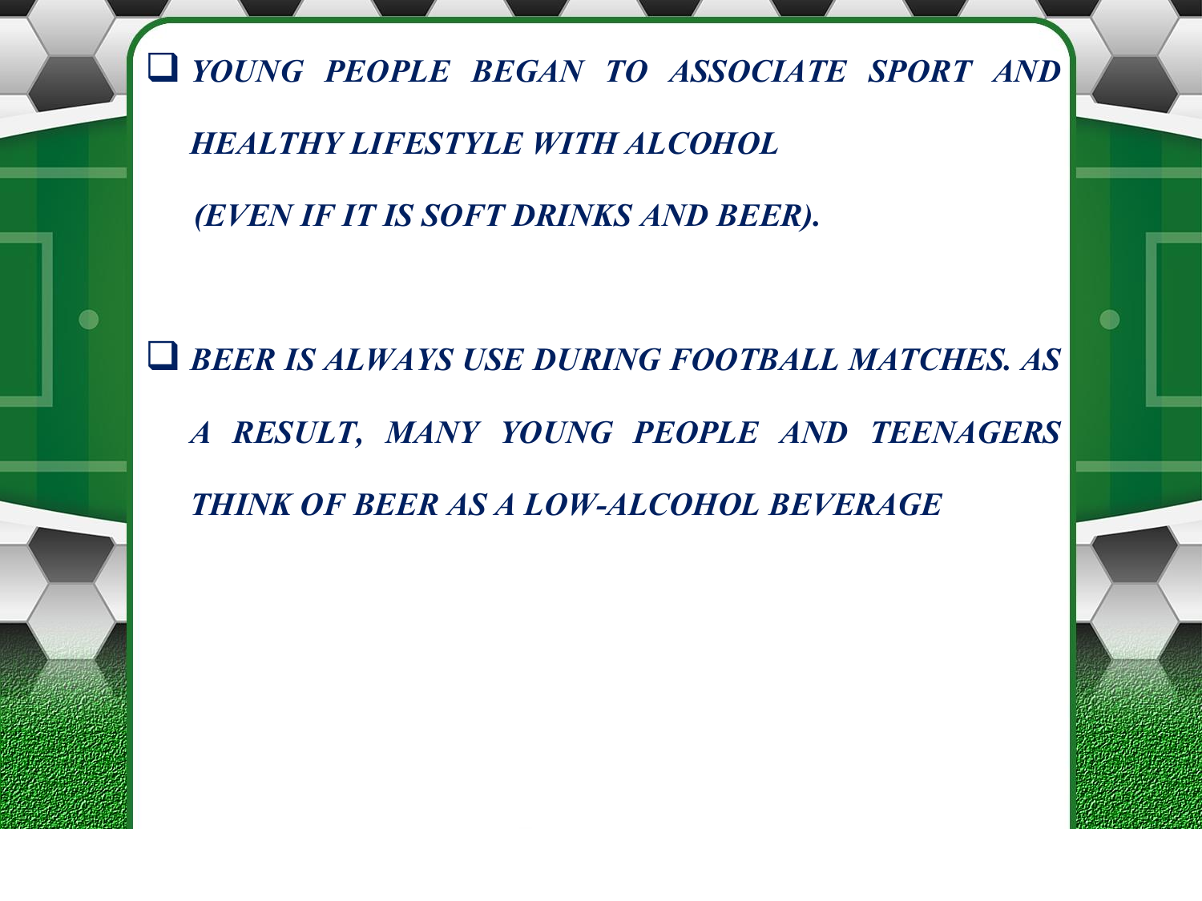- ***YOUNG PEOPLE BEGAN TO ASSOCIATE SPORT AND HEALTHY LIFESTYLE WITH ALCOHOL (EVEN IF IT IS SOFT DRINKS AND BEER).***

- ***BEER IS ALWAYS USE DURING FOOTBALL MATCHES. AS A RESULT, MANY YOUNG PEOPLE AND TEENAGERS THINK OF BEER AS A LOW-ALCOHOL BEVERAGE***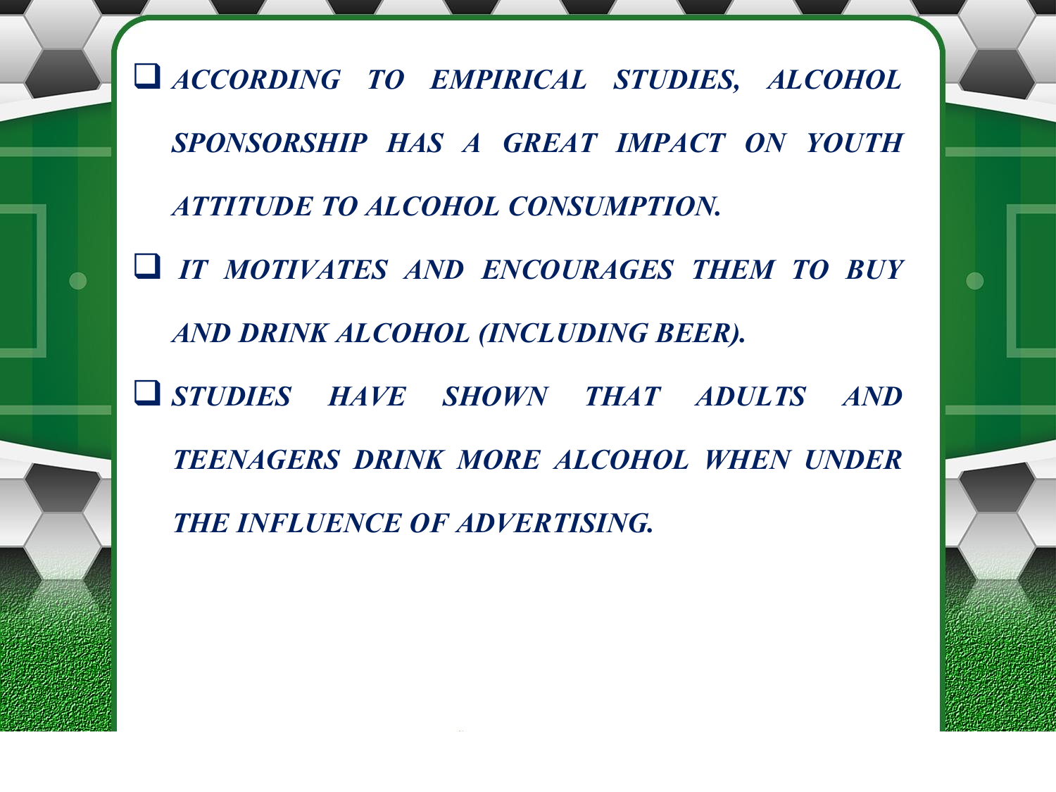- ***ACCORDING TO EMPIRICAL STUDIES, ALCOHOL SPONSORSHIP HAS A GREAT IMPACT ON YOUTH ATTITUDE TO ALCOHOL CONSUMPTION.***
- ***IT MOTIVATES AND ENCOURAGES THEM TO BUY AND DRINK ALCOHOL (INCLUDING BEER).***
- ***STUDIES HAVE SHOWN THAT ADULTS AND TEENAGERS DRINK MORE ALCOHOL WHEN UNDER THE INFLUENCE OF ADVERTISING.***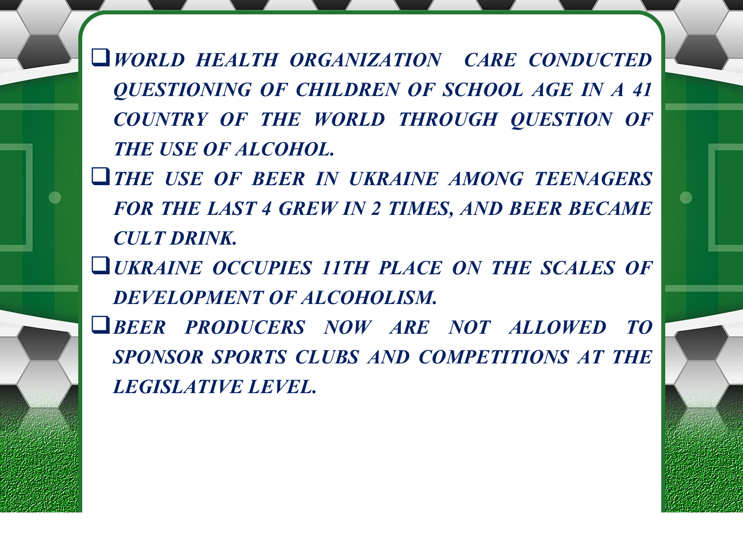- ***WORLD HEALTH ORGANIZATION CARE CONDUCTED QUESTIONING OF CHILDREN OF SCHOOL AGE IN A 41 COUNTRY OF THE WORLD THROUGH QUESTION OF THE USE OF ALCOHOL.***
- ***THE USE OF BEER IN UKRAINE AMONG TEENAGERS FOR THE LAST 4 GREW IN 2 TIMES, AND BEER BECAME CULT DRINK.***
- ***UKRAINE OCCUPIES 11TH PLACE ON THE SCALES OF DEVELOPMENT OF ALCOHOLISM.***
- ***BEER PRODUCERS NOW ARE NOT ALLOWED TO SPONSOR SPORTS CLUBS AND COMPETITIONS AT THE LEGISLATIVE LEVEL.***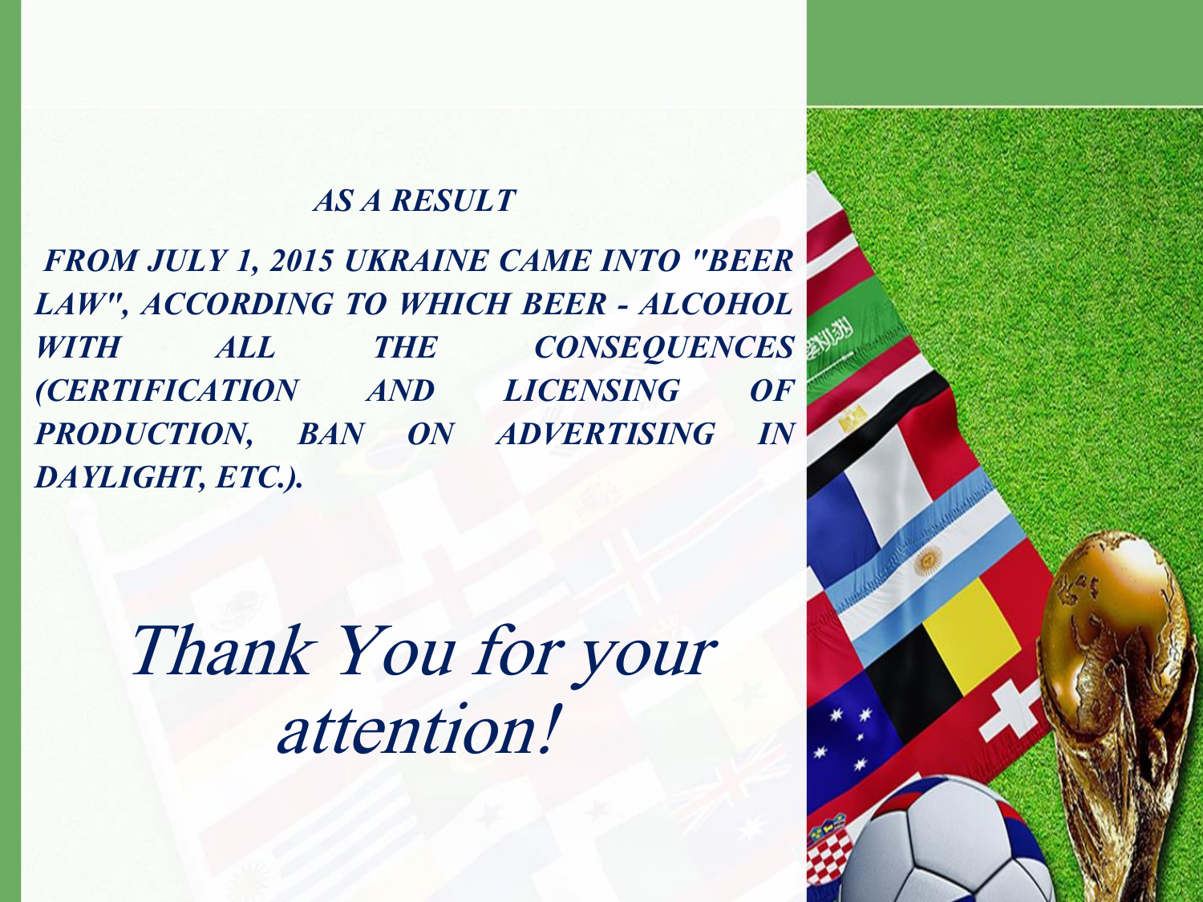***AS A RESULT***

***FROM JULY 1, 2015 UKRAINE CAME INTO "BEER LAW", ACCORDING TO WHICH BEER - ALCOHOL WITH ALL THE CONSEQUENCES (CERTIFICATION AND LICENSING OF PRODUCTION, BAN ON ADVERTISING IN DAYLIGHT, ETC.).***

*Thank You for your attention!*